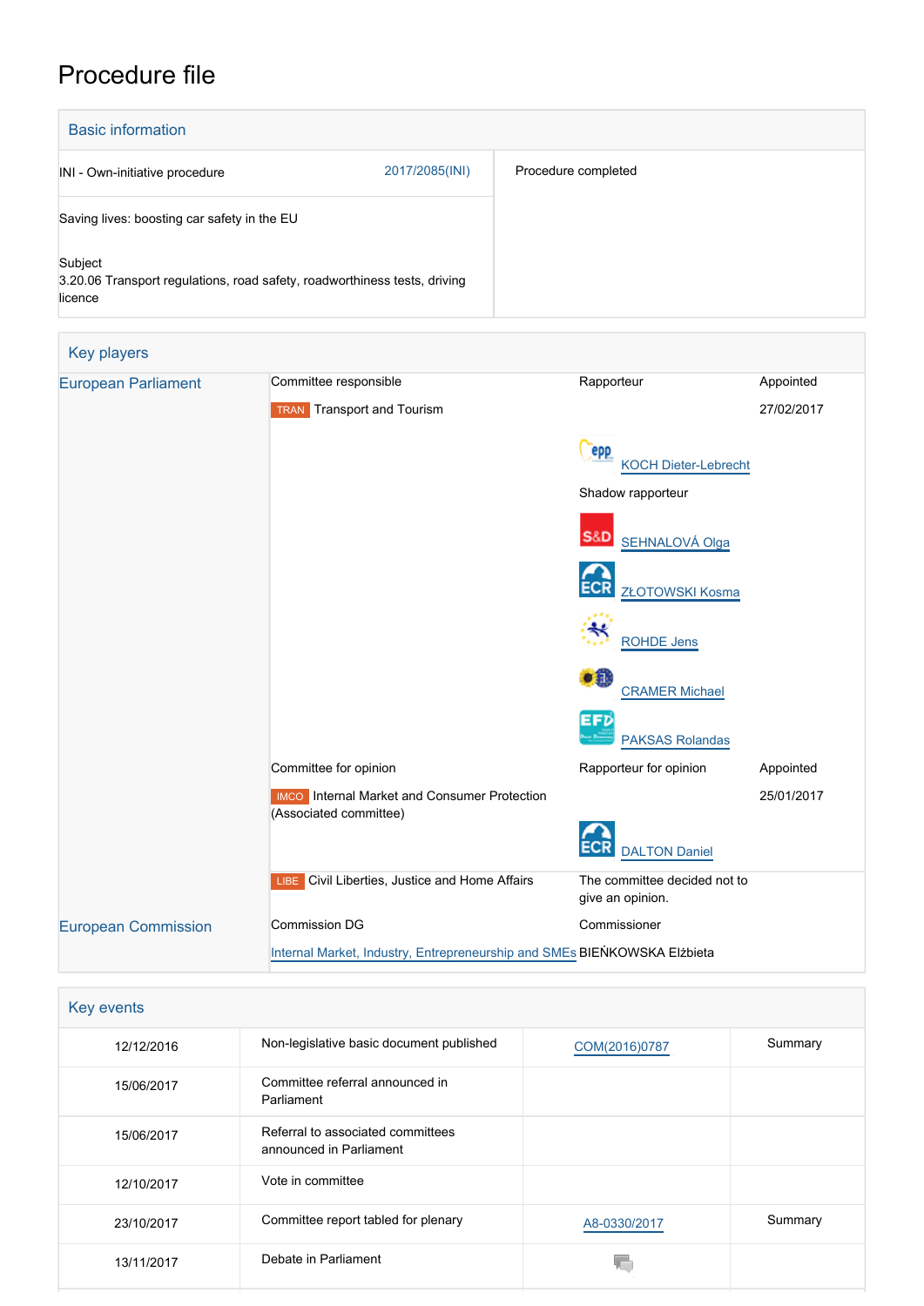# Procedure file

## Basic information

| | | |
|---|---|---|
| INI - Own-initiative procedure | 2017/2085(INI) | Procedure completed |
| Saving lives: boosting car safety in the EU | | |
| Subject<br>3.20.06 Transport regulations, road safety, roadworthiness tests, driving licence | | |

## Key players

| | | | |
|---|---|---|---|
| European Parliament | Committee responsible | Rapporteur | Appointed |
| | TRAN Transport and Tourism | | 27/02/2017 |
| | | KOCH Dieter-Lebrecht | |
| | | Shadow rapporteur | |
| | | SEHNALOVÁ Olga | |
| | | ZŁOTOWSKI Kosma | |
| | | ROHDE Jens | |
| | | CRAMER Michael | |
| | | PAKSAS Rolandas | |
| | Committee for opinion | Rapporteur for opinion | Appointed |
| | IMCO Internal Market and Consumer Protection (Associated committee) | | 25/01/2017 |
| | | DALTON Daniel | |
| | LIBE Civil Liberties, Justice and Home Affairs | The committee decided not to give an opinion. | |
| European Commission | Commission DG | Commissioner | |
| | Internal Market, Industry, Entrepreneurship and SMEs | BIEŃKOWSKA Elżbieta | |

## Key events

| | | | |
|---|---|---|---|
| 12/12/2016 | Non-legislative basic document published | COM(2016)0787 | Summary |
| 15/06/2017 | Committee referral announced in Parliament | | |
| 15/06/2017 | Referral to associated committees announced in Parliament | | |
| 12/10/2017 | Vote in committee | | |
| 23/10/2017 | Committee report tabled for plenary | A8-0330/2017 | Summary |
| 13/11/2017 | Debate in Parliament | | |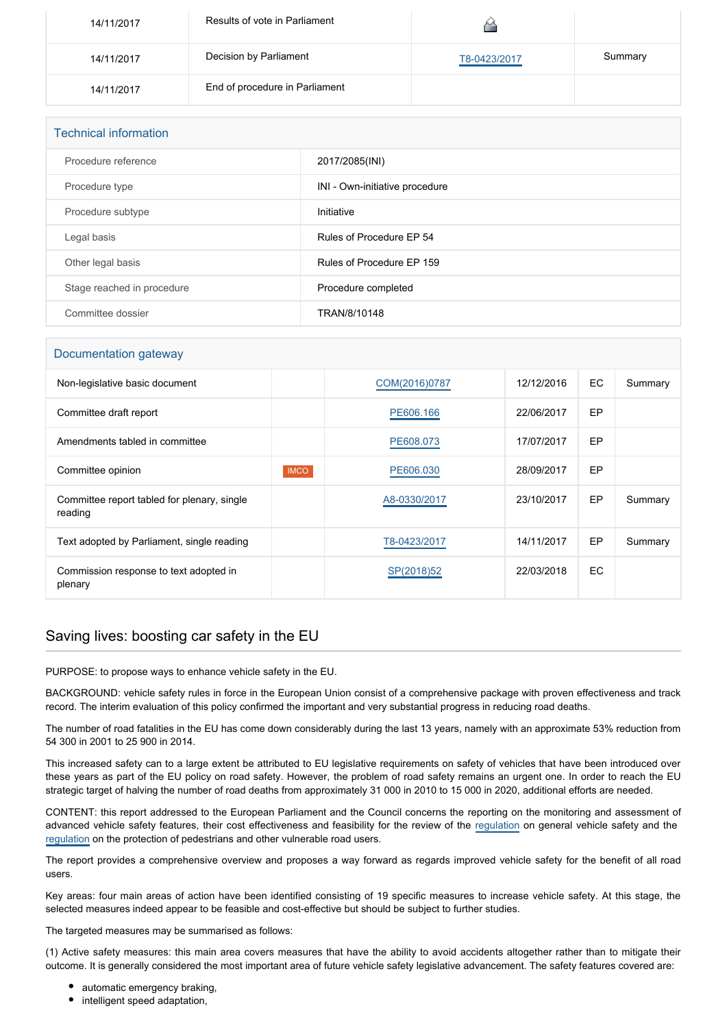| | | | |
|---|---|---|---|
| 14/11/2017 | Results of vote in Parliament | | |
| 14/11/2017 | Decision by Parliament | T8-0423/2017 | Summary |
| 14/11/2017 | End of procedure in Parliament | | |

## Technical information

| | |
|---|---|
| Procedure reference | 2017/2085(INI) |
| Procedure type | INI - Own-initiative procedure |
| Procedure subtype | Initiative |
| Legal basis | Rules of Procedure EP 54 |
| Other legal basis | Rules of Procedure EP 159 |
| Stage reached in procedure | Procedure completed |
| Committee dossier | TRAN/8/10148 |

## Documentation gateway

| | | | | | |
|---|---|---|---|---|---|
| Non-legislative basic document | | COM(2016)0787 | 12/12/2016 | EC | Summary |
| Committee draft report | | PE606.166 | 22/06/2017 | EP | |
| Amendments tabled in committee | | PE608.073 | 17/07/2017 | EP | |
| Committee opinion | IMCO | PE606.030 | 28/09/2017 | EP | |
| Committee report tabled for plenary, single reading | | A8-0330/2017 | 23/10/2017 | EP | Summary |
| Text adopted by Parliament, single reading | | T8-0423/2017 | 14/11/2017 | EP | Summary |
| Commission response to text adopted in plenary | | SP(2018)52 | 22/03/2018 | EC | |

## Saving lives: boosting car safety in the EU

PURPOSE: to propose ways to enhance vehicle safety in the EU.

BACKGROUND: vehicle safety rules in force in the European Union consist of a comprehensive package with proven effectiveness and track record. The interim evaluation of this policy confirmed the important and very substantial progress in reducing road deaths.

The number of road fatalities in the EU has come down considerably during the last 13 years, namely with an approximate 53% reduction from 54 300 in 2001 to 25 900 in 2014.

This increased safety can to a large extent be attributed to EU legislative requirements on safety of vehicles that have been introduced over these years as part of the EU policy on road safety. However, the problem of road safety remains an urgent one. In order to reach the EU strategic target of halving the number of road deaths from approximately 31 000 in 2010 to 15 000 in 2020, additional efforts are needed.

CONTENT: this report addressed to the European Parliament and the Council concerns the reporting on the monitoring and assessment of advanced vehicle safety features, their cost effectiveness and feasibility for the review of the regulation on general vehicle safety and the regulation on the protection of pedestrians and other vulnerable road users.

The report provides a comprehensive overview and proposes a way forward as regards improved vehicle safety for the benefit of all road users.

Key areas: four main areas of action have been identified consisting of 19 specific measures to increase vehicle safety. At this stage, the selected measures indeed appear to be feasible and cost-effective but should be subject to further studies.

The targeted measures may be summarised as follows:

(1) Active safety measures: this main area covers measures that have the ability to avoid accidents altogether rather than to mitigate their outcome. It is generally considered the most important area of future vehicle safety legislative advancement. The safety features covered are:

- automatic emergency braking,
- intelligent speed adaptation,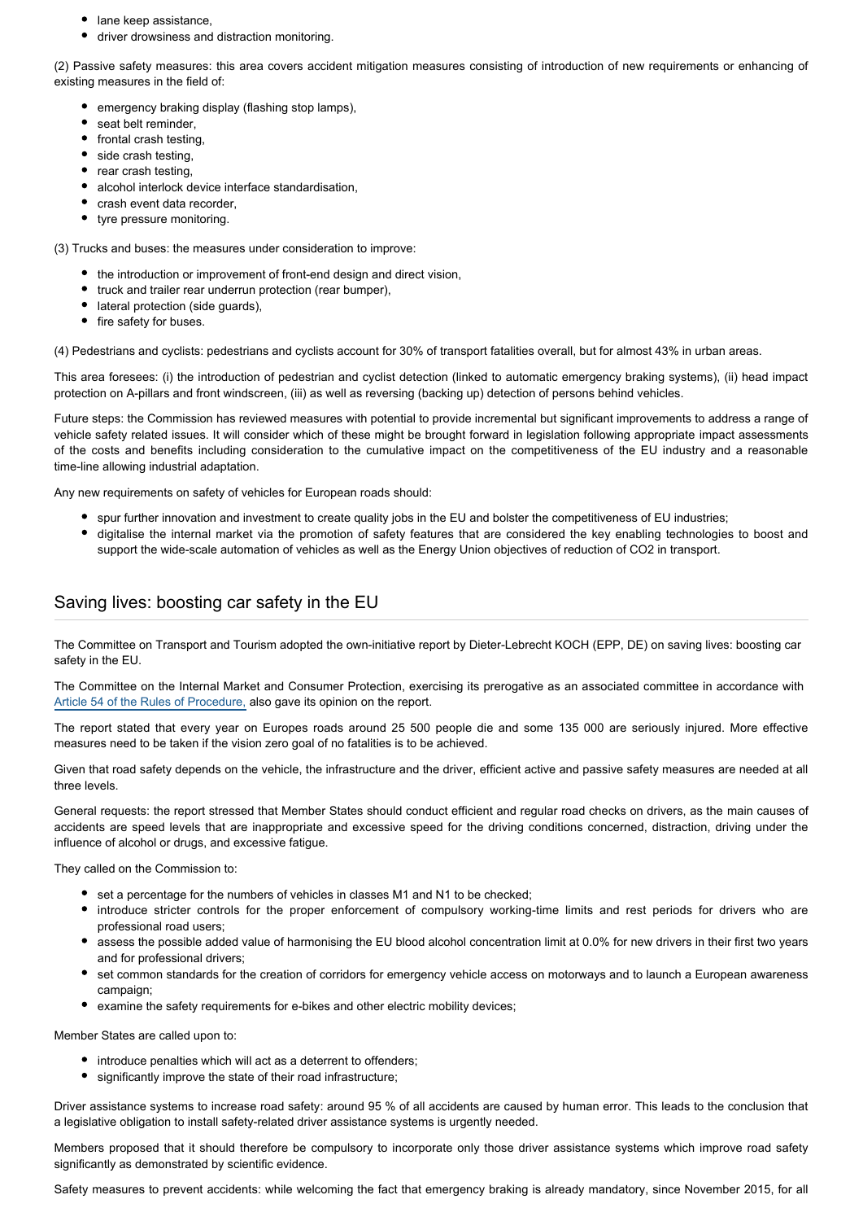- lane keep assistance,
- driver drowsiness and distraction monitoring.

(2) Passive safety measures: this area covers accident mitigation measures consisting of introduction of new requirements or enhancing of existing measures in the field of:

- emergency braking display (flashing stop lamps),
- seat belt reminder,
- frontal crash testing,
- side crash testing,
- rear crash testing,
- alcohol interlock device interface standardisation,
- crash event data recorder,
- tyre pressure monitoring.

(3) Trucks and buses: the measures under consideration to improve:

- the introduction or improvement of front-end design and direct vision,
- truck and trailer rear underrun protection (rear bumper),
- lateral protection (side guards),
- fire safety for buses.

(4) Pedestrians and cyclists: pedestrians and cyclists account for 30% of transport fatalities overall, but for almost 43% in urban areas.

This area foresees: (i) the introduction of pedestrian and cyclist detection (linked to automatic emergency braking systems), (ii) head impact protection on A-pillars and front windscreen, (iii) as well as reversing (backing up) detection of persons behind vehicles.

Future steps: the Commission has reviewed measures with potential to provide incremental but significant improvements to address a range of vehicle safety related issues. It will consider which of these might be brought forward in legislation following appropriate impact assessments of the costs and benefits including consideration to the cumulative impact on the competitiveness of the EU industry and a reasonable time-line allowing industrial adaptation.

Any new requirements on safety of vehicles for European roads should:

- spur further innovation and investment to create quality jobs in the EU and bolster the competitiveness of EU industries;
- digitalise the internal market via the promotion of safety features that are considered the key enabling technologies to boost and support the wide-scale automation of vehicles as well as the Energy Union objectives of reduction of $CO_2$ in transport.

## Saving lives: boosting car safety in the EU

The Committee on Transport and Tourism adopted the own-initiative report by Dieter-Lebrecht KOCH (EPP, DE) on saving lives: boosting car safety in the EU.

The Committee on the Internal Market and Consumer Protection, exercising its prerogative as an associated committee in accordance with Article 54 of the Rules of Procedure, also gave its opinion on the report.

The report stated that every year on Europes roads around 25 500 people die and some 135 000 are seriously injured. More effective measures need to be taken if the vision zero goal of no fatalities is to be achieved.

Given that road safety depends on the vehicle, the infrastructure and the driver, efficient active and passive safety measures are needed at all three levels.

General requests: the report stressed that Member States should conduct efficient and regular road checks on drivers, as the main causes of accidents are speed levels that are inappropriate and excessive speed for the driving conditions concerned, distraction, driving under the influence of alcohol or drugs, and excessive fatigue.

They called on the Commission to:

- set a percentage for the numbers of vehicles in classes M1 and N1 to be checked;
- introduce stricter controls for the proper enforcement of compulsory working-time limits and rest periods for drivers who are professional road users;
- assess the possible added value of harmonising the EU blood alcohol concentration limit at 0.0% for new drivers in their first two years and for professional drivers;
- set common standards for the creation of corridors for emergency vehicle access on motorways and to launch a European awareness campaign;
- examine the safety requirements for e-bikes and other electric mobility devices;

Member States are called upon to:

- introduce penalties which will act as a deterrent to offenders;
- significantly improve the state of their road infrastructure;

Driver assistance systems to increase road safety: around 95 % of all accidents are caused by human error. This leads to the conclusion that a legislative obligation to install safety-related driver assistance systems is urgently needed.

Members proposed that it should therefore be compulsory to incorporate only those driver assistance systems which improve road safety significantly as demonstrated by scientific evidence.

Safety measures to prevent accidents: while welcoming the fact that emergency braking is already mandatory, since November 2015, for all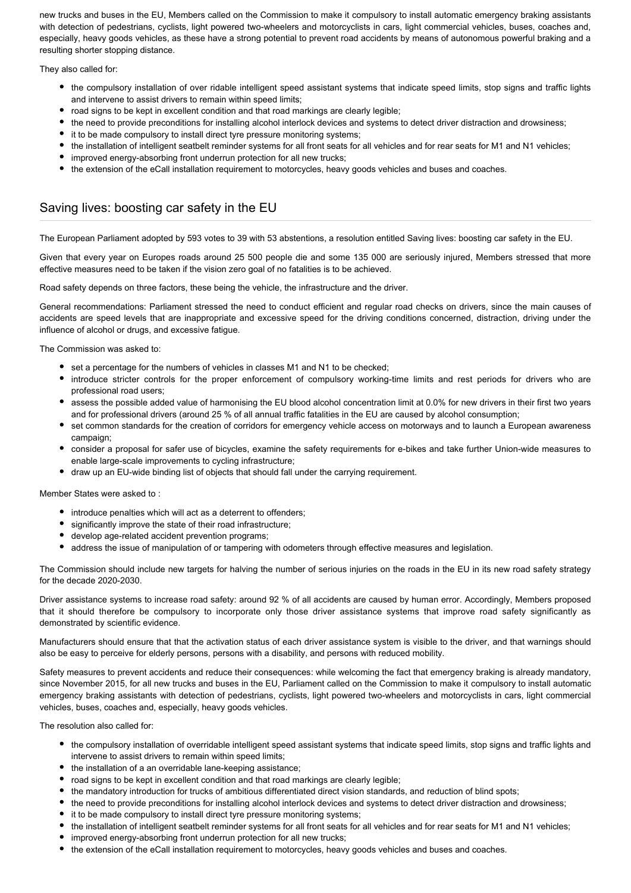new trucks and buses in the EU, Members called on the Commission to make it compulsory to install automatic emergency braking assistants with detection of pedestrians, cyclists, light powered two-wheelers and motorcyclists in cars, light commercial vehicles, buses, coaches and, especially, heavy goods vehicles, as these have a strong potential to prevent road accidents by means of autonomous powerful braking and a resulting shorter stopping distance.

They also called for:

- the compulsory installation of over ridable intelligent speed assistant systems that indicate speed limits, stop signs and traffic lights and intervene to assist drivers to remain within speed limits;
- road signs to be kept in excellent condition and that road markings are clearly legible;
- the need to provide preconditions for installing alcohol interlock devices and systems to detect driver distraction and drowsiness;
- it to be made compulsory to install direct tyre pressure monitoring systems;
- the installation of intelligent seatbelt reminder systems for all front seats for all vehicles and for rear seats for M1 and N1 vehicles;
- improved energy-absorbing front underrun protection for all new trucks;
- the extension of the eCall installation requirement to motorcycles, heavy goods vehicles and buses and coaches.

## Saving lives: boosting car safety in the EU

The European Parliament adopted by 593 votes to 39 with 53 abstentions, a resolution entitled Saving lives: boosting car safety in the EU.

Given that every year on Europes roads around 25 500 people die and some 135 000 are seriously injured, Members stressed that more effective measures need to be taken if the vision zero goal of no fatalities is to be achieved.

Road safety depends on three factors, these being the vehicle, the infrastructure and the driver.

General recommendations: Parliament stressed the need to conduct efficient and regular road checks on drivers, since the main causes of accidents are speed levels that are inappropriate and excessive speed for the driving conditions concerned, distraction, driving under the influence of alcohol or drugs, and excessive fatigue.

The Commission was asked to:

- set a percentage for the numbers of vehicles in classes M1 and N1 to be checked;
- introduce stricter controls for the proper enforcement of compulsory working-time limits and rest periods for drivers who are professional road users;
- assess the possible added value of harmonising the EU blood alcohol concentration limit at 0.0% for new drivers in their first two years and for professional drivers (around 25 % of all annual traffic fatalities in the EU are caused by alcohol consumption;
- set common standards for the creation of corridors for emergency vehicle access on motorways and to launch a European awareness campaign;
- consider a proposal for safer use of bicycles, examine the safety requirements for e-bikes and take further Union-wide measures to enable large-scale improvements to cycling infrastructure;
- draw up an EU-wide binding list of objects that should fall under the carrying requirement.

Member States were asked to :

- introduce penalties which will act as a deterrent to offenders;
- significantly improve the state of their road infrastructure;
- develop age-related accident prevention programs;
- address the issue of manipulation of or tampering with odometers through effective measures and legislation.

The Commission should include new targets for halving the number of serious injuries on the roads in the EU in its new road safety strategy for the decade 2020-2030.

Driver assistance systems to increase road safety: around 92 % of all accidents are caused by human error. Accordingly, Members proposed that it should therefore be compulsory to incorporate only those driver assistance systems that improve road safety significantly as demonstrated by scientific evidence.

Manufacturers should ensure that that the activation status of each driver assistance system is visible to the driver, and that warnings should also be easy to perceive for elderly persons, persons with a disability, and persons with reduced mobility.

Safety measures to prevent accidents and reduce their consequences: while welcoming the fact that emergency braking is already mandatory, since November 2015, for all new trucks and buses in the EU, Parliament called on the Commission to make it compulsory to install automatic emergency braking assistants with detection of pedestrians, cyclists, light powered two-wheelers and motorcyclists in cars, light commercial vehicles, buses, coaches and, especially, heavy goods vehicles.

The resolution also called for:

- the compulsory installation of overridable intelligent speed assistant systems that indicate speed limits, stop signs and traffic lights and intervene to assist drivers to remain within speed limits;
- the installation of a an overridable lane-keeping assistance;
- road signs to be kept in excellent condition and that road markings are clearly legible;
- the mandatory introduction for trucks of ambitious differentiated direct vision standards, and reduction of blind spots;
- the need to provide preconditions for installing alcohol interlock devices and systems to detect driver distraction and drowsiness;
- it to be made compulsory to install direct tyre pressure monitoring systems;
- the installation of intelligent seatbelt reminder systems for all front seats for all vehicles and for rear seats for M1 and N1 vehicles;
- improved energy-absorbing front underrun protection for all new trucks;
- the extension of the eCall installation requirement to motorcycles, heavy goods vehicles and buses and coaches.